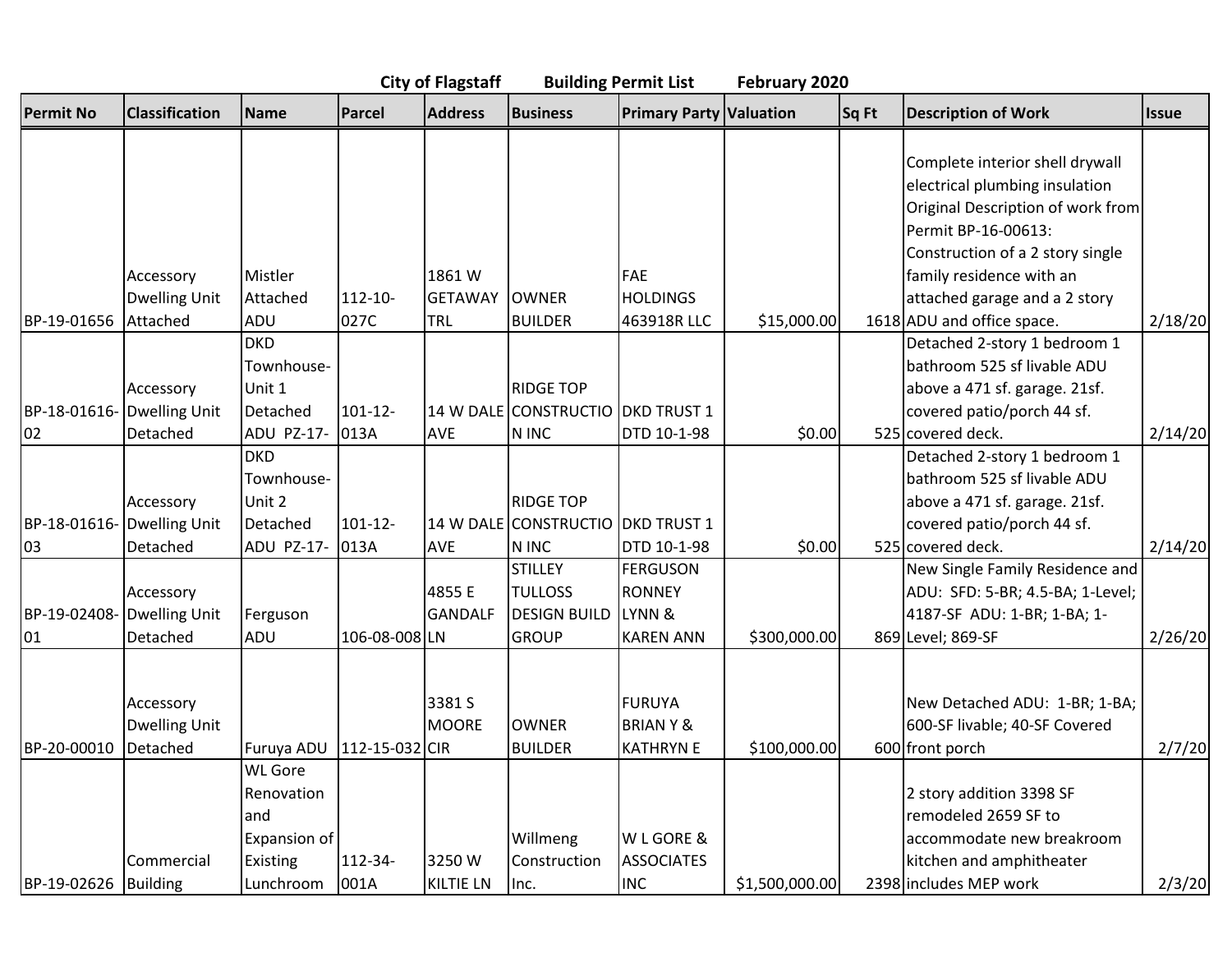**City of Flagstaff   Building Permit List   February 2020**

| Permit No | Classification | Name | Parcel | Address | Business | Primary Party | Valuation | Sq Ft | Description of Work | Issue |
|---|---|---|---|---|---|---|---|---|---|---|
| BP-19-01656 | Accessory Dwelling Unit Attached | Mistler Attached ADU | 112-10-027C | 1861 W GETAWAY TRL | OWNER BUILDER | FAE HOLDINGS 463918R LLC | $15,000.00 | 1618 | Complete interior shell drywall electrical plumbing insulation Original Description of work from Permit BP-16-00613: Construction of a 2 story single family residence with an attached garage and a 2 story ADU and office space. | 2/18/20 |
| BP-18-01616-02 | Accessory Dwelling Unit Detached | DKD Townhouse-Unit 1 Detached ADU PZ-17- | 101-12-013A | 14 W DALE AVE | RIDGE TOP CONSTRUCTION INC | DKD TRUST 1 DTD 10-1-98 | $0.00 | 525 | Detached 2-story 1 bedroom 1 bathroom 525 sf livable ADU above a 471 sf. garage. 21sf. covered patio/porch 44 sf. covered deck. | 2/14/20 |
| BP-18-01616-03 | Accessory Dwelling Unit Detached | DKD Townhouse-Unit 2 Detached ADU PZ-17- | 101-12-013A | 14 W DALE AVE | RIDGE TOP CONSTRUCTION INC | DKD TRUST 1 DTD 10-1-98 | $0.00 | 525 | Detached 2-story 1 bedroom 1 bathroom 525 sf livable ADU above a 471 sf. garage. 21sf. covered patio/porch 44 sf. covered deck. | 2/14/20 |
| BP-19-02408-01 | Accessory Dwelling Unit Detached | Ferguson ADU | 106-08-008 | 4855 E GANDALF LN | STILLEY TULLOSS DESIGN BUILD GROUP | FERGUSON RONNEY LYNN & KAREN ANN | $300,000.00 | 869 | New Single Family Residence and ADU: SFD: 5-BR; 4.5-BA; 1-Level; 4187-SF ADU: 1-BR; 1-BA; 1-Level; 869-SF | 2/26/20 |
| BP-20-00010 | Accessory Dwelling Unit Detached | Furuya ADU | 112-15-032 | 3381 S MOORE CIR | OWNER BUILDER | FURUYA BRIAN Y & KATHRYN E | $100,000.00 | 600 | New Detached ADU: 1-BR; 1-BA; 600-SF livable; 40-SF Covered front porch | 2/7/20 |
| BP-19-02626 | Commercial Building | WL Gore Renovation and Expansion of Existing Lunchroom | 112-34-001A | 3250 W KILTIE LN | Willmeng Construction Inc. | W L GORE & ASSOCIATES INC | $1,500,000.00 | 2398 | 2 story addition 3398 SF remodeled 2659 SF to accommodate new breakroom kitchen and amphitheater includes MEP work | 2/3/20 |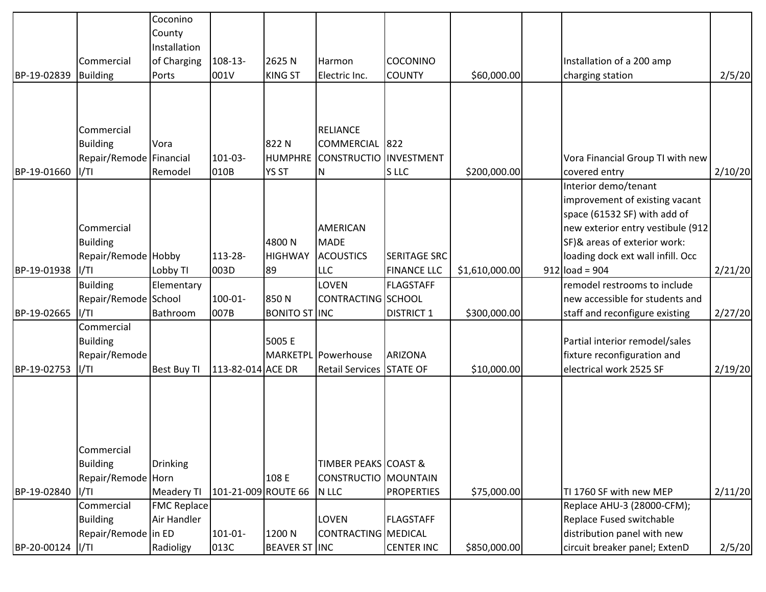| | | | | | | | | | | |
|---|---|---|---|---|---|---|---|---|---|---|
| BP-19-02839 | Commercial Building | Coconino County Installation of Charging Ports | 108-13-001V | 2625 N KING ST | Harmon Electric Inc. | COCONINO COUNTY | $60,000.00 | | Installation of a 200 amp charging station | 2/5/20 |
| BP-19-01660 | Commercial Building Repair/Remodel/TI | Vora Financial Remodel | 101-03-010B | 822 N HUMPHREYS ST | RELIANCE COMMERCIAL CONSTRUCTION | 822 INVESTMENTS LLC | $200,000.00 | | Vora Financial Group TI with new covered entry | 2/10/20 |
| BP-19-01938 | Commercial Building Repair/Remodel/TI | Hobby Lobby TI | 113-28-003D | 4800 N HIGHWAY 89 | AMERICAN MADE ACOUSTICS LLC | SERITAGE SRC FINANCE LLC | $1,610,000.00 | 912 | Interior demo/tenant improvement of existing vacant space (61532 SF) with add of new exterior entry vestibule (912 SF)& areas of exterior work: loading dock ext wall infill. Occ load = 904 | 2/21/20 |
| BP-19-02665 | Building Repair/Remodel/TI | Elementary School Bathroom | 100-01-007B | 850 N BONITO ST | LOVEN CONTRACTING INC | FLAGSTAFF SCHOOL DISTRICT 1 | $300,000.00 | | remodel restrooms to include new accessible for students and staff and reconfigure existing | 2/27/20 |
| BP-19-02753 | Commercial Building Repair/Remodel/TI | Best Buy TI | 113-82-014 | 5005 E MARKETPLACE DR | Powerhouse Retail Services | ARIZONA STATE OF | $10,000.00 | | Partial interior remodel/sales fixture reconfiguration and electrical work 2525 SF | 2/19/20 |
| BP-19-02840 | Commercial Building Repair/Remodel/TI | Drinking Horn Meadery TI | 101-21-009 | 108 E ROUTE 66 | TIMBER PEAKS CONSTRUCTION LLC | COAST & MOUNTAIN PROPERTIES | $75,000.00 | | TI 1760 SF with new MEP | 2/11/20 |
| BP-20-00124 | Commercial Building Repair/Remodel/TI | FMC Replace Air Handler in ED Radioligy | 101-01-013C | 1200 N BEAVER ST | LOVEN CONTRACTING INC | FLAGSTAFF MEDICAL CENTER INC | $850,000.00 | | Replace AHU-3 (28000-CFM); Replace Fused switchable distribution panel with new circuit breaker panel; ExtenD | 2/5/20 |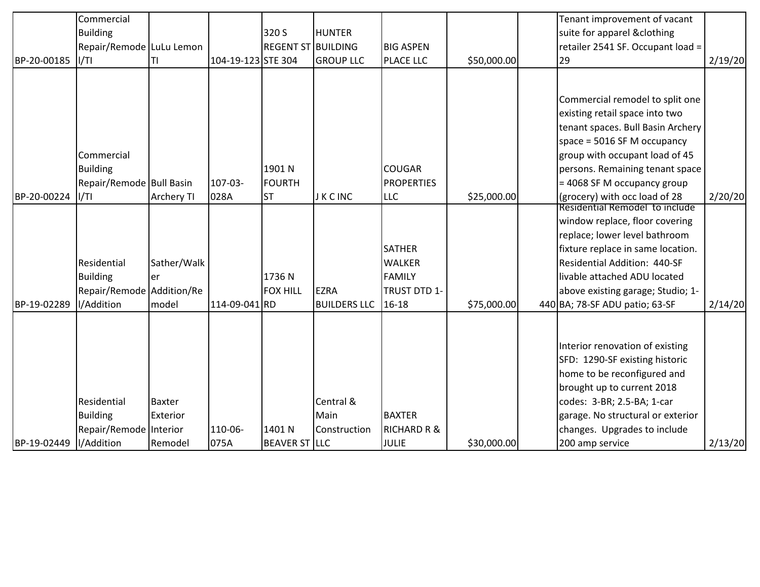| | | | | | | | | | | |
|---|---|---|---|---|---|---|---|---|---|---|
| BP-20-00185 | Commercial Building Repair/Remodel/TI | LuLu Lemon TI | 104-19-123 | 320 S REGENT ST STE 304 | HUNTER BUILDING GROUP LLC | BIG ASPEN PLACE LLC | $50,000.00 | | Tenant improvement of vacant suite for apparel &clothing retailer 2541 SF. Occupant load = 29 | 2/19/20 |
| BP-20-00224 | Commercial Building Repair/Remodel/TI | Bull Basin Archery TI | 107-03-028A | 1901 N FOURTH ST | J K C INC | COUGAR PROPERTIES LLC | $25,000.00 | | Commercial remodel to split one existing retail space into two tenant spaces. Bull Basin Archery space = 5016 SF M occupancy group with occupant load of 45 persons. Remaining tenant space = 4068 SF M occupancy group (grocery) with occ load of 28 | 2/20/20 |
| BP-19-02289 | Residential Building Repair/Remodel/Addition | Sather/Walker Addition/Remodel | 114-09-041 | 1736 N FOX HILL RD | EZRA BUILDERS LLC | SATHER WALKER FAMILY TRUST DTD 1-16-18 | $75,000.00 | 440 | Residential Remodel to include window replace, floor covering replace; lower level bathroom fixture replace in same location. Residential Addition: 440-SF livable attached ADU located above existing garage; Studio; 1-BA; 78-SF ADU patio; 63-SF | 2/14/20 |
| BP-19-02449 | Residential Building Repair/Remodel/Addition | Baxter Exterior Interior Remodel | 110-06-075A | 1401 N BEAVER ST | Central & Main Construction LLC | BAXTER RICHARD R & JULIE | $30,000.00 | | Interior renovation of existing SFD: 1290-SF existing historic home to be reconfigured and brought up to current 2018 codes: 3-BR; 2.5-BA; 1-car garage. No structural or exterior changes. Upgrades to include 200 amp service | 2/13/20 |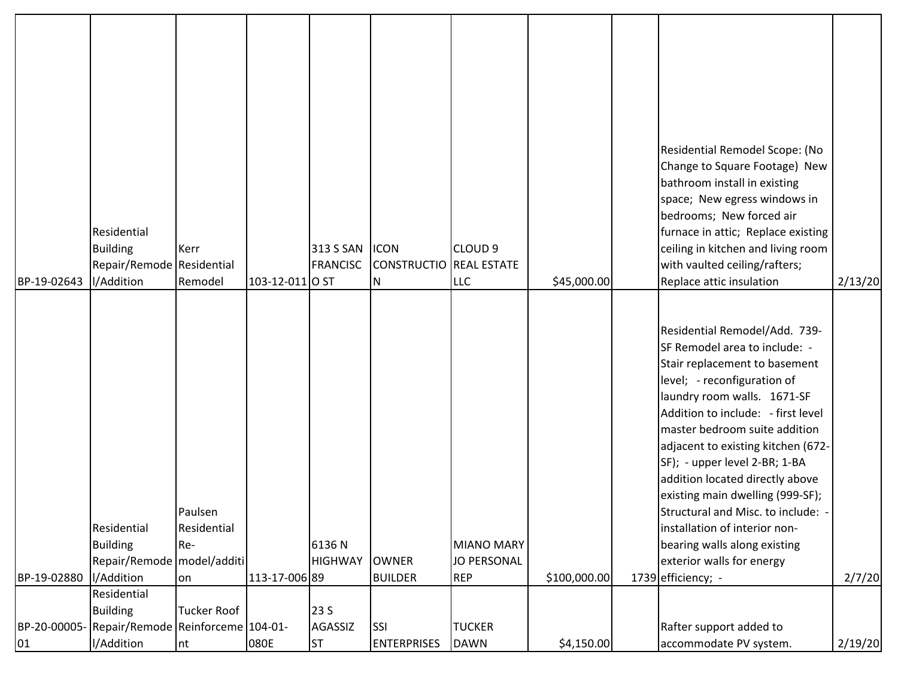| | | | | | | | | | | |
|---|---|---|---|---|---|---|---|---|---|---|
| BP-19-02643 | Residential Building Repair/Remodel/Addition | Kerr Residential Remodel | 103-12-011 | 313 S SAN FRANCISCO ST | ICON CONSTRUCTION | CLOUD 9 REAL ESTATE LLC | $45,000.00 | | Residential Remodel Scope: (No Change to Square Footage) New bathroom install in existing space; New egress windows in bedrooms; New forced air furnace in attic; Replace existing ceiling in kitchen and living room with vaulted ceiling/rafters; Replace attic insulation | 2/13/20 |
| BP-19-02880 | Residential Building Repair/Remodel/Addition | Paulsen Residential Re-model/addition | 113-17-006 | 6136 N HIGHWAY 89 | OWNER BUILDER | MIANO MARY JO PERSONAL REP | $100,000.00 | 1739 | Residential Remodel/Add. 739-SF Remodel area to include: - Stair replacement to basement level; - reconfiguration of laundry room walls. 1671-SF Addition to include: - first level master bedroom suite addition adjacent to existing kitchen (672-SF); - upper level 2-BR; 1-BA addition located directly above existing main dwelling (999-SF); Structural and Misc. to include: - installation of interior non-bearing walls along existing exterior walls for energy efficiency; - | 2/7/20 |
| BP-20-00005-01 | Residential Building Repair/Remodel/Addition | Tucker Roof Reinforcement | 104-01-080E | 23 S AGASSIZ ST | SSI ENTERPRISES | TUCKER DAWN | $4,150.00 | | Rafter support added to accommodate PV system. | 2/19/20 |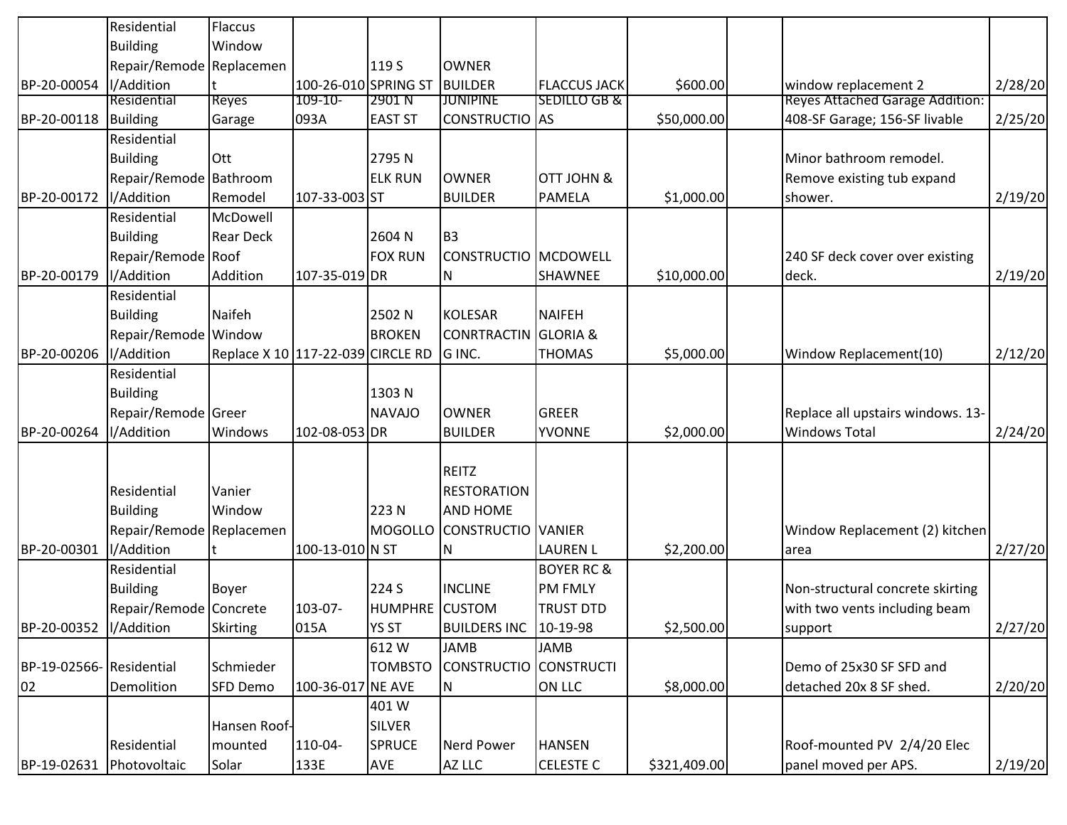| | | | | | | | | | | |
|---|---|---|---|---|---|---|---|---|---|---|
| BP-20-00054 | Residential Building Repair/Remodel/Addition | Flaccus Window Replacement | 100-26-010 | 119 S SPRING ST | OWNER BUILDER | FLACCUS JACK | $600.00 | | window replacement 2 | 2/28/20 |
| BP-20-00118 | Residential Building | Reyes Garage | 109-10-093A | 2901 N EAST ST | JUNIPINE CONSTRUCTIO | SEDILLO GB & AS | $50,000.00 | | Reyes Attached Garage Addition: 408-SF Garage; 156-SF livable | 2/25/20 |
| BP-20-00172 | Residential Building Repair/Remodel/Addition | Ott Bathroom Remodel | 107-33-003 | 2795 N ELK RUN ST | OWNER BUILDER | OTT JOHN & PAMELA | $1,000.00 | | Minor bathroom remodel. Remove existing tub expand shower. | 2/19/20 |
| BP-20-00179 | Residential Building Repair/Remodel/Addition | McDowell Rear Deck Roof Addition | 107-35-019 | 2604 N FOX RUN DR | B3 CONSTRUCTION | MCDOWELL SHAWNEE | $10,000.00 | | 240 SF deck cover over existing deck. | 2/19/20 |
| BP-20-00206 | Residential Building Repair/Remodel/Addition | Naifeh Window Replace X 10 | 117-22-039 | 2502 N BROKEN CIRCLE RD | KOLESAR CONRTRACTING INC. | NAIFEH GLORIA & THOMAS | $5,000.00 | | Window Replacement(10) | 2/12/20 |
| BP-20-00264 | Residential Building Repair/Remodel/Addition | Greer Windows | 102-08-053 | 1303 N NAVAJO DR | OWNER BUILDER | GREER YVONNE | $2,000.00 | | Replace all upstairs windows. 13-Windows Total | 2/24/20 |
| BP-20-00301 | Residential Building Repair/Remodel/Addition | Vanier Window Replacement | 100-13-010 | 223 N MOGOLLON ST | REITZ RESTORATION AND HOME CONSTRUCTION | VANIER LAUREN L | $2,200.00 | | Window Replacement (2) kitchen area | 2/27/20 |
| BP-20-00352 | Residential Building Repair/Remodel/Addition | Boyer Concrete Skirting | 103-07-015A | 224 S HUMPHREYS ST | INCLINE CUSTOM BUILDERS INC | BOYER RC & PM FMLY TRUST DTD 10-19-98 | $2,500.00 | | Non-structural concrete skirting with two vents including beam support | 2/27/20 |
| BP-19-02566-02 | Residential Demolition | Schmieder SFD Demo | 100-36-017 | 612 W TOMBSTONE AVE | JAMB CONSTRUCTION | JAMB CONSTRUCTION LLC | $8,000.00 | | Demo of 25x30 SF SFD and detached 20x 8 SF shed. | 2/20/20 |
| BP-19-02631 | Residential Photovoltaic | Hansen Roof-mounted Solar | 110-04-133E | 401 W SILVER SPRUCE AVE | Nerd Power AZ LLC | HANSEN CELESTE C | $321,409.00 | | Roof-mounted PV 2/4/20 Elec panel moved per APS. | 2/19/20 |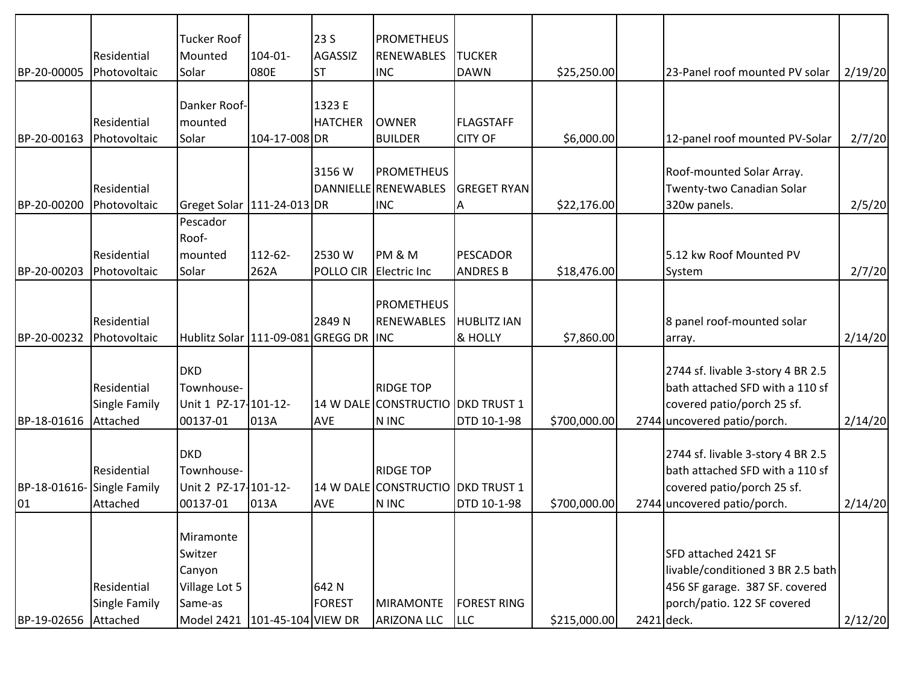| | | | | | | | | | | |
|---|---|---|---|---|---|---|---|---|---|---|
| BP-20-00005 | Residential Photovoltaic | Tucker Roof Mounted Solar | 104-01-080E | 23 S AGASSIZ ST | PROMETHEUS RENEWABLES INC | TUCKER DAWN | $25,250.00 | | 23-Panel roof mounted PV solar | 2/19/20 |
| BP-20-00163 | Residential Photovoltaic | Danker Roof-mounted Solar | 104-17-008 | 1323 E HATCHER DR | OWNER BUILDER | FLAGSTAFF CITY OF | $6,000.00 | | 12-panel roof mounted PV-Solar | 2/7/20 |
| BP-20-00200 | Residential Photovoltaic | Greget Solar | 111-24-013 | 3156 W DANNIELLE DR | PROMETHEUS RENEWABLES INC | GREGET RYAN A | $22,176.00 | | Roof-mounted Solar Array. Twenty-two Canadian Solar 320w panels. | 2/5/20 |
| BP-20-00203 | Residential Photovoltaic | Pescador Roof-mounted Solar | 112-62-262A | 2530 W POLLO CIR | PM & M Electric Inc | PESCADOR ANDRES B | $18,476.00 | | 5.12 kw Roof Mounted PV System | 2/7/20 |
| BP-20-00232 | Residential Photovoltaic | Hublitz Solar | 111-09-081 | 2849 N GREGG DR | PROMETHEUS RENEWABLES INC | HUBLITZ IAN & HOLLY | $7,860.00 | | 8 panel roof-mounted solar array. | 2/14/20 |
| BP-18-01616 | Residential Single Family Attached | DKD Townhouse-Unit 1 PZ-17-00137-01 | 101-12-013A | 14 W DALE AVE | RIDGE TOP CONSTRUCTION INC | DKD TRUST 1 DTD 10-1-98 | $700,000.00 | 2744 | 2744 sf. livable 3-story 4 BR 2.5 bath attached SFD with a 110 sf covered patio/porch 25 sf. uncovered patio/porch. | 2/14/20 |
| BP-18-01616-01 | Residential Single Family Attached | DKD Townhouse-Unit 2 PZ-17-00137-01 | 101-12-013A | 14 W DALE AVE | RIDGE TOP CONSTRUCTION INC | DKD TRUST 1 DTD 10-1-98 | $700,000.00 | 2744 | 2744 sf. livable 3-story 4 BR 2.5 bath attached SFD with a 110 sf covered patio/porch 25 sf. uncovered patio/porch. | 2/14/20 |
| BP-19-02656 | Residential Single Family Attached | Miramonte Switzer Canyon Village Lot 5 Same-as Model 2421 | 101-45-104 | 642 N FOREST VIEW DR | MIRAMONTE ARIZONA LLC | FOREST RING LLC | $215,000.00 | 2421 | SFD attached 2421 SF livable/conditioned 3 BR 2.5 bath 456 SF garage. 387 SF. covered porch/patio. 122 SF covered deck. | 2/12/20 |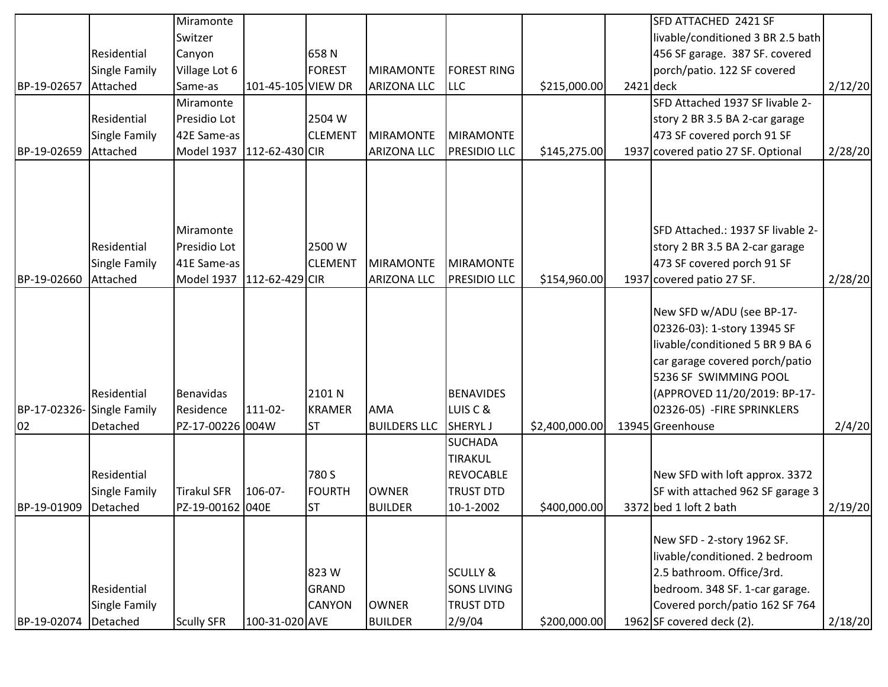| | | | | | | | | | | |
|---|---|---|---|---|---|---|---|---|---|---|
| BP-19-02657 | Residential Single Family Attached | Miramonte Switzer Canyon Village Lot 6 Same-as | 101-45-105 | 658 N FOREST VIEW DR | MIRAMONTE ARIZONA LLC | FOREST RING LLC | $215,000.00 | 2421 | SFD ATTACHED 2421 SF livable/conditioned 3 BR 2.5 bath 456 SF garage. 387 SF. covered porch/patio. 122 SF covered deck | 2/12/20 |
| BP-19-02659 | Residential Single Family Attached | Miramonte Presidio Lot 42E Same-as Model 1937 | 112-62-430 | 2504 W CLEMENT CIR | MIRAMONTE ARIZONA LLC | MIRAMONTE PRESIDIO LLC | $145,275.00 | 1937 | SFD Attached 1937 SF livable 2-story 2 BR 3.5 BA 2-car garage 473 SF covered porch 91 SF covered patio 27 SF. Optional | 2/28/20 |
| BP-19-02660 | Residential Single Family Attached | Miramonte Presidio Lot 41E Same-as Model 1937 | 112-62-429 | 2500 W CLEMENT CIR | MIRAMONTE ARIZONA LLC | MIRAMONTE PRESIDIO LLC | $154,960.00 | 1937 | SFD Attached.: 1937 SF livable 2-story 2 BR 3.5 BA 2-car garage 473 SF covered porch 91 SF covered patio 27 SF. | 2/28/20 |
| BP-17-02326-02 | Residential Single Family Detached | Benavidas Residence PZ-17-00226 | 111-02-004W | 2101 N KRAMER ST | AMA BUILDERS LLC | BENAVIDES LUIS C & SHERYL J | $2,400,000.00 | 13945 | New SFD w/ADU (see BP-17-02326-03): 1-story 13945 SF livable/conditioned 5 BR 9 BA 6 car garage covered porch/patio 5236 SF SWIMMING POOL (APPROVED 11/20/2019: BP-17-02326-05) -FIRE SPRINKLERS Greenhouse | 2/4/20 |
| BP-19-01909 | Residential Single Family Detached | Tirakul SFR PZ-19-00162 | 106-07-040E | 780 S FOURTH ST | OWNER BUILDER | SUCHADA TIRAKUL REVOCABLE TRUST DTD 10-1-2002 | $400,000.00 | 3372 | New SFD with loft approx. 3372 SF with attached 962 SF garage 3 bed 1 loft 2 bath | 2/19/20 |
| BP-19-02074 | Residential Single Family Detached | Scully SFR | 100-31-020 | 823 W GRAND CANYON AVE | OWNER BUILDER | SCULLY & SONS LIVING TRUST DTD 2/9/04 | $200,000.00 | 1962 | New SFD - 2-story 1962 SF. livable/conditioned. 2 bedroom 2.5 bathroom. Office/3rd. bedroom. 348 SF. 1-car garage. Covered porch/patio 162 SF 764 SF covered deck (2). | 2/18/20 |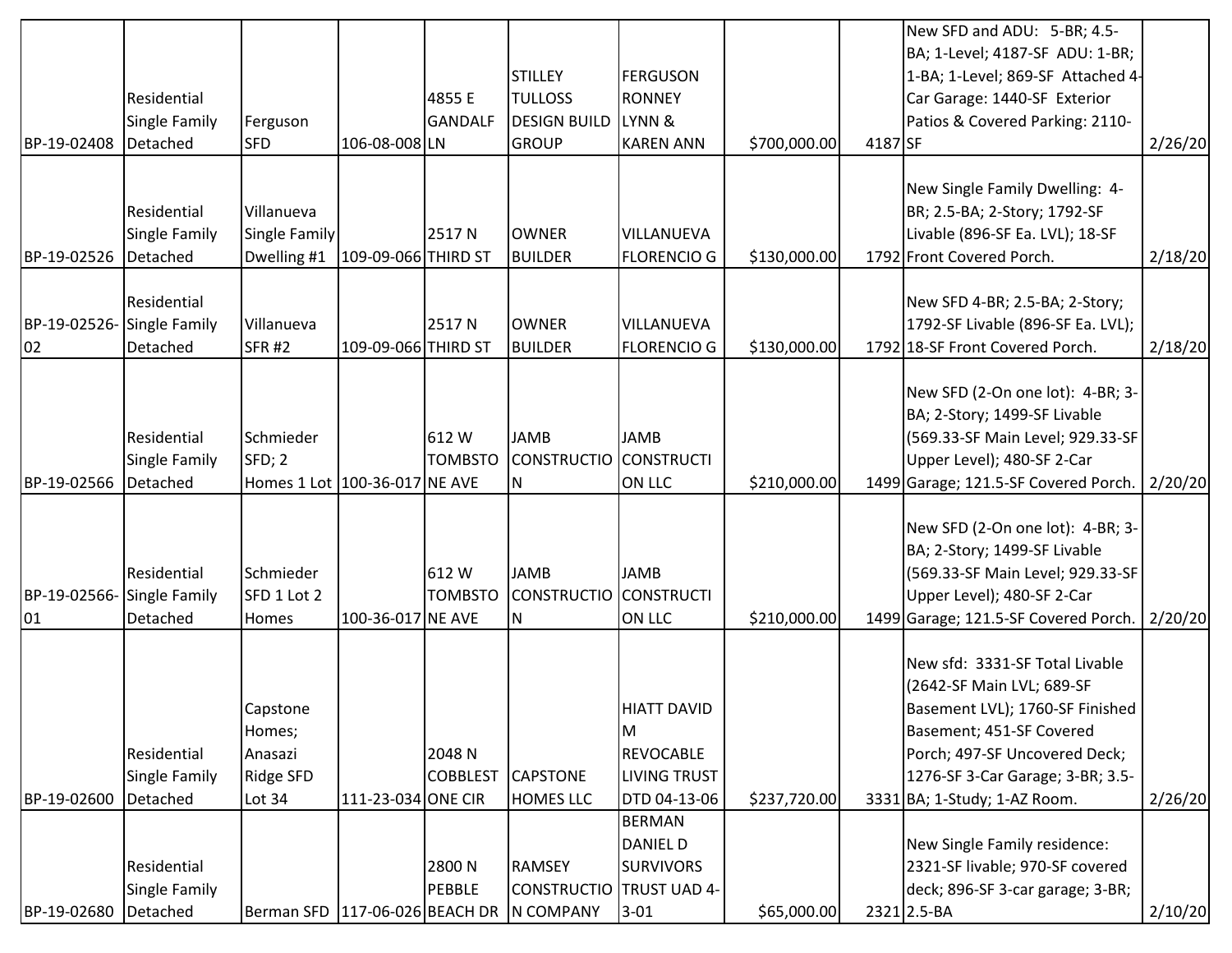| | | | | | | | | | | |
|---|---|---|---|---|---|---|---|---|---|---|
| BP-19-02408 | Residential Single Family Detached | Ferguson SFD | 106-08-008 | 4855 E GANDALF LN | STILLEY TULLOSS DESIGN BUILD GROUP | FERGUSON RONNEY LYNN & KAREN ANN | $700,000.00 | 4187 | New SFD and ADU: 5-BR; 4.5-BA; 1-Level; 4187-SF ADU: 1-BR; 1-BA; 1-Level; 869-SF Attached 4-Car Garage: 1440-SF Exterior Patios & Covered Parking: 2110-SF | 2/26/20 |
| BP-19-02526 | Residential Single Family Detached | Villanueva Single Family Dwelling #1 | 109-09-066 | 2517 N THIRD ST | OWNER BUILDER | VILLANUEVA FLORENCIO G | $130,000.00 | 1792 | New Single Family Dwelling: 4-BR; 2.5-BA; 2-Story; 1792-SF Livable (896-SF Ea. LVL); 18-SF Front Covered Porch. | 2/18/20 |
| BP-19-02526-02 | Residential Single Family Detached | Villanueva SFR #2 | 109-09-066 | 2517 N THIRD ST | OWNER BUILDER | VILLANUEVA FLORENCIO G | $130,000.00 | 1792 | New SFD 4-BR; 2.5-BA; 2-Story; 1792-SF Livable (896-SF Ea. LVL); 18-SF Front Covered Porch. | 2/18/20 |
| BP-19-02566 | Residential Single Family Detached | Schmieder SFD; 2 Homes 1 Lot | 100-36-017 | 612 W TOMBSTONE AVE | JAMB CONSTRUCTION | JAMB CONSTRUCTION LLC | $210,000.00 | 1499 | New SFD (2-On one lot): 4-BR; 3-BA; 2-Story; 1499-SF Livable (569.33-SF Main Level; 929.33-SF Upper Level); 480-SF 2-Car Garage; 121.5-SF Covered Porch. | 2/20/20 |
| BP-19-02566-01 | Residential Single Family Detached | Schmieder SFD 1 Lot 2 Homes | 100-36-017 | 612 W TOMBSTONE AVE | JAMB CONSTRUCTION | JAMB CONSTRUCTION LLC | $210,000.00 | 1499 | New SFD (2-On one lot): 4-BR; 3-BA; 2-Story; 1499-SF Livable (569.33-SF Main Level; 929.33-SF Upper Level); 480-SF 2-Car Garage; 121.5-SF Covered Porch. | 2/20/20 |
| BP-19-02600 | Residential Single Family Detached | Capstone Homes; Anasazi Ridge SFD Lot 34 | 111-23-034 | 2048 N COBBLESTONE CIR | CAPSTONE HOMES LLC | HIATT DAVID M REVOCABLE LIVING TRUST DTD 04-13-06 | $237,720.00 | 3331 | New sfd: 3331-SF Total Livable (2642-SF Main LVL; 689-SF Basement LVL); 1760-SF Finished Basement; 451-SF Covered Porch; 497-SF Uncovered Deck; 1276-SF 3-Car Garage; 3-BR; 3.5-BA; 1-Study; 1-AZ Room. | 2/26/20 |
| BP-19-02680 | Residential Single Family Detached | Berman SFD | 117-06-026 | 2800 N PEBBLE BEACH DR | RAMSEY CONSTRUCTION COMPANY | BERMAN DANIEL D SURVIVORS TRUST UAD 4-3-01 | $65,000.00 | 2321 | New Single Family residence: 2321-SF livable; 970-SF covered deck; 896-SF 3-car garage; 3-BR; 2.5-BA | 2/10/20 |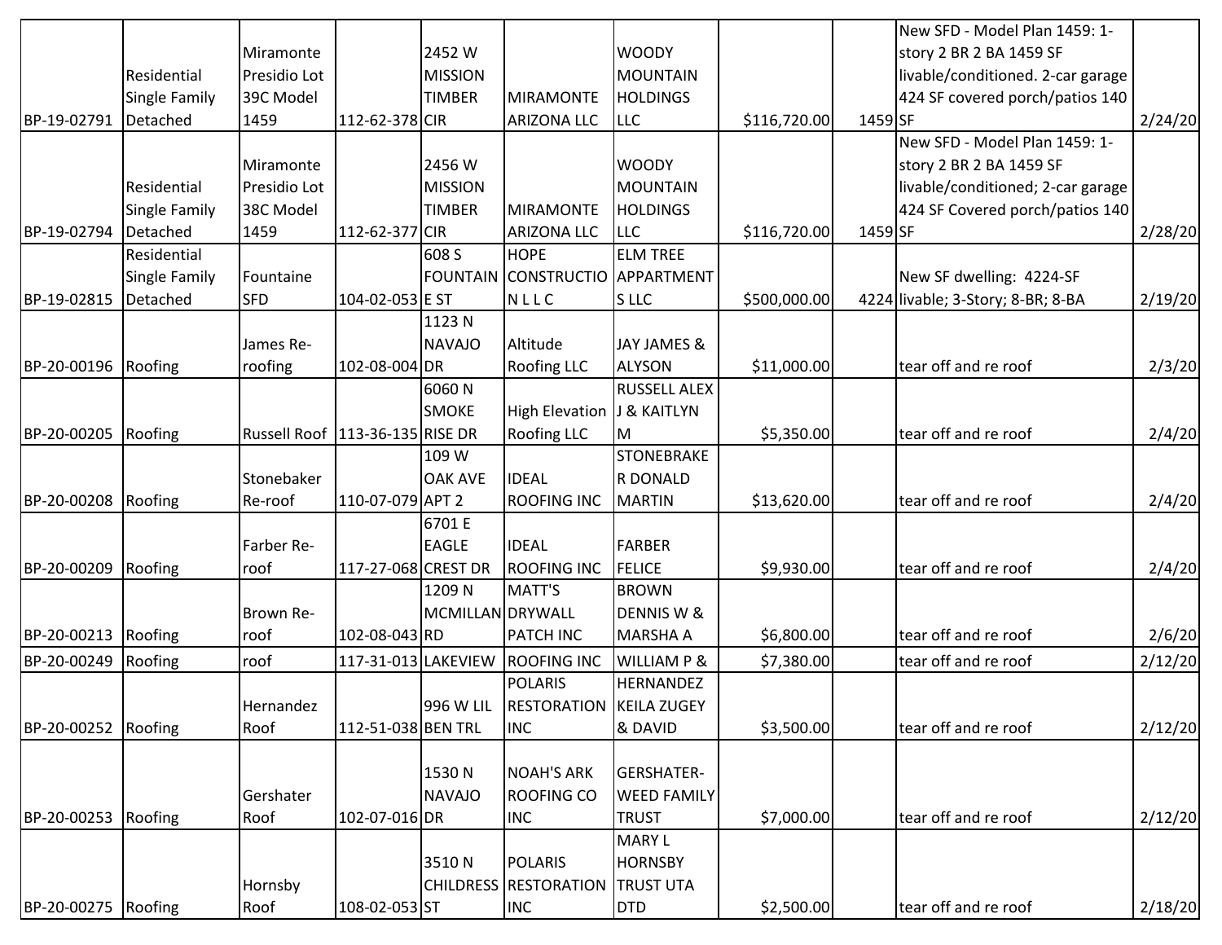| | | | | | | | | | | |
|---|---|---|---|---|---|---|---|---|---|---|
| BP-19-02791 | Residential Single Family Detached | Miramonte Presidio Lot 39C Model 1459 | 112-62-378 | 2452 W MISSION TIMBER CIR | MIRAMONTE ARIZONA LLC | WOODY MOUNTAIN HOLDINGS LLC | $116,720.00 | 1459 | New SFD - Model Plan 1459: 1-story 2 BR 2 BA 1459 SF livable/conditioned. 2-car garage 424 SF covered porch/patios 140 SF | 2/24/20 |
| BP-19-02794 | Residential Single Family Detached | Miramonte Presidio Lot 38C Model 1459 | 112-62-377 | 2456 W MISSION TIMBER CIR | MIRAMONTE ARIZONA LLC | WOODY MOUNTAIN HOLDINGS LLC | $116,720.00 | 1459 | New SFD - Model Plan 1459: 1-story 2 BR 2 BA 1459 SF livable/conditioned; 2-car garage 424 SF Covered porch/patios 140 SF | 2/28/20 |
| BP-19-02815 | Residential Single Family Detached | Fountaine SFD | 104-02-053 | 608 S FOUNTAINE ST | HOPE CONSTRUCTION L L C | ELM TREE APPARTMENTS LLC | $500,000.00 | 4224 | New SF dwelling: 4224-SF livable; 3-Story; 8-BR; 8-BA | 2/19/20 |
| BP-20-00196 | Roofing | James Re-roofing | 102-08-004 | 1123 N NAVAJO DR | Altitude Roofing LLC | JAY JAMES & ALYSON | $11,000.00 | | tear off and re roof | 2/3/20 |
| BP-20-00205 | Roofing | Russell Roof | 113-36-135 | 6060 N SMOKE RISE DR | High Elevation Roofing LLC | RUSSELL ALEX J & KAITLYN M | $5,350.00 | | tear off and re roof | 2/4/20 |
| BP-20-00208 | Roofing | Stonebaker Re-roof | 110-07-079 | 109 W OAK AVE APT 2 | IDEAL ROOFING INC | STONEBRAKER DONALD MARTIN | $13,620.00 | | tear off and re roof | 2/4/20 |
| BP-20-00209 | Roofing | Farber Re-roof | 117-27-068 | 6701 E EAGLE CREST DR | IDEAL ROOFING INC | FARBER FELICE | $9,930.00 | | tear off and re roof | 2/4/20 |
| BP-20-00213 | Roofing | Brown Re-roof | 102-08-043 | 1209 N MCMILLAN RD | MATT'S DRYWALL PATCH INC | BROWN DENNIS W & MARSHA A | $6,800.00 | | tear off and re roof | 2/6/20 |
| BP-20-00249 | Roofing | roof | 117-31-013 | LAKEVIEW | ROOFING INC | WILLIAM P & | $7,380.00 | | tear off and re roof | 2/12/20 |
| BP-20-00252 | Roofing | Hernandez Roof | 112-51-038 | 996 W LIL BEN TRL | POLARIS RESTORATION INC | HERNANDEZ KEILA ZUGEY & DAVID | $3,500.00 | | tear off and re roof | 2/12/20 |
| BP-20-00253 | Roofing | Gershater Roof | 102-07-016 | 1530 N NAVAJO DR | NOAH'S ARK ROOFING CO INC | GERSHATER-WEED FAMILY TRUST | $7,000.00 | | tear off and re roof | 2/12/20 |
| BP-20-00275 | Roofing | Hornsby Roof | 108-02-053 | 3510 N CHILDRESS ST | POLARIS RESTORATION INC | MARY L HORNSBY TRUST UTA DTD | $2,500.00 | | tear off and re roof | 2/18/20 |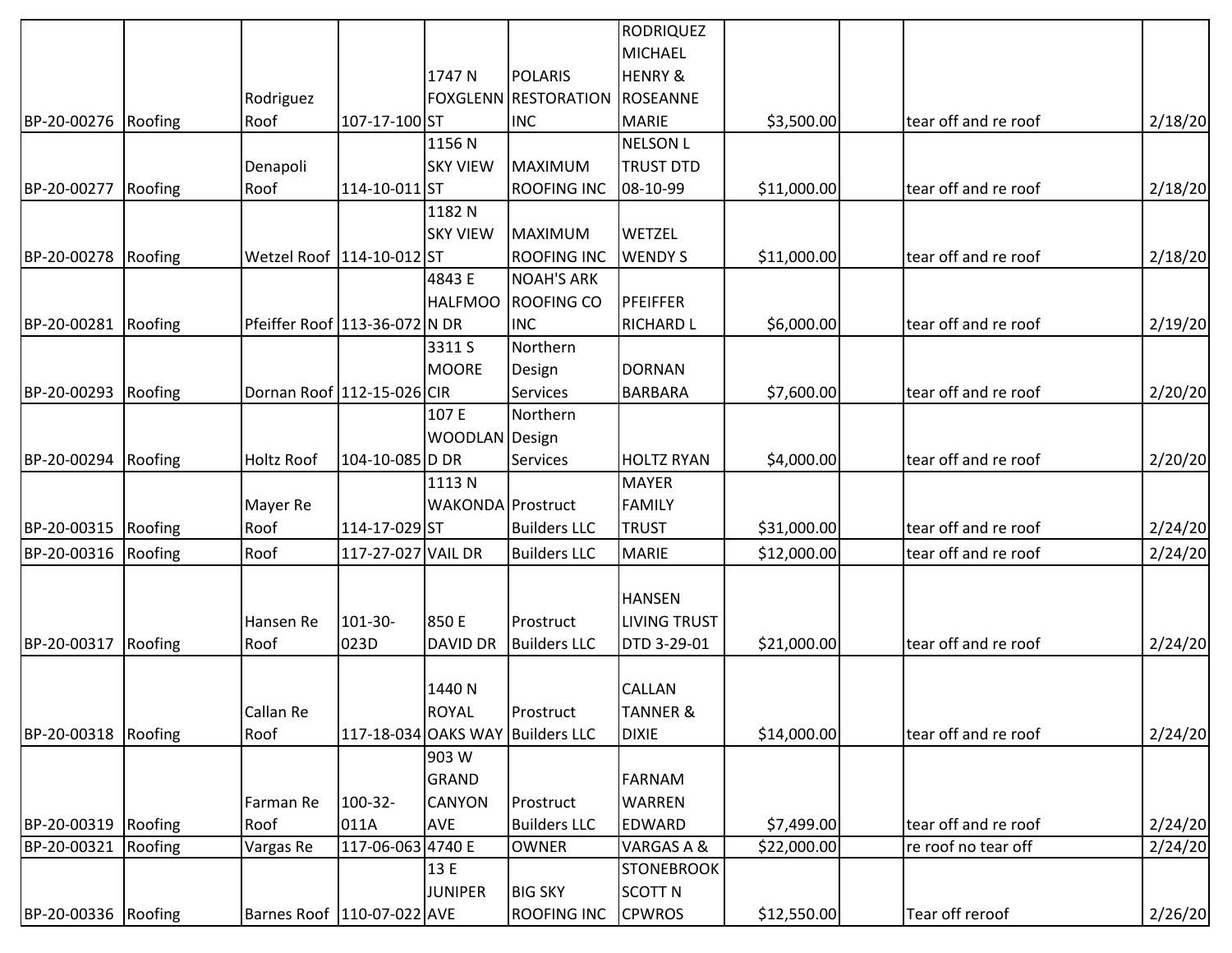| | | | | | | | | | | |
|---|---|---|---|---|---|---|---|---|---|---|
| BP-20-00276 | Roofing | Rodriguez Roof | 107-17-100 | 1747 N FOXGLENN ST | POLARIS RESTORATION INC | RODRIQUEZ MICHAEL HENRY & ROSEANNE MARIE | $3,500.00 | | tear off and re roof | 2/18/20 |
| BP-20-00277 | Roofing | Denapoli Roof | 114-10-011 | 1156 N SKY VIEW ST | MAXIMUM ROOFING INC | NELSON L TRUST DTD 08-10-99 | $11,000.00 | | tear off and re roof | 2/18/20 |
| BP-20-00278 | Roofing | Wetzel Roof | 114-10-012 | 1182 N SKY VIEW ST | MAXIMUM ROOFING INC | WETZEL WENDY S | $11,000.00 | | tear off and re roof | 2/18/20 |
| BP-20-00281 | Roofing | Pfeiffer Roof | 113-36-072 | 4843 E HALFMOON DR | NOAH'S ARK ROOFING CO INC | PFEIFFER RICHARD L | $6,000.00 | | tear off and re roof | 2/19/20 |
| BP-20-00293 | Roofing | Dornan Roof | 112-15-026 | 3311 S MOORE CIR | Northern Design Services | DORNAN BARBARA | $7,600.00 | | tear off and re roof | 2/20/20 |
| BP-20-00294 | Roofing | Holtz Roof | 104-10-085 | 107 E WOODLAND DR | Northern Design Services | HOLTZ RYAN | $4,000.00 | | tear off and re roof | 2/20/20 |
| BP-20-00315 | Roofing | Mayer Re Roof | 114-17-029 | 1113 N WAKONDA ST | Prostruct Builders LLC | MAYER FAMILY TRUST | $31,000.00 | | tear off and re roof | 2/24/20 |
| BP-20-00316 | Roofing | Roof | 117-27-027 | VAIL DR | Builders LLC | MARIE | $12,000.00 | | tear off and re roof | 2/24/20 |
| BP-20-00317 | Roofing | Hansen Re Roof | 101-30-023D | 850 E DAVID DR | Prostruct Builders LLC | HANSEN LIVING TRUST DTD 3-29-01 | $21,000.00 | | tear off and re roof | 2/24/20 |
| BP-20-00318 | Roofing | Callan Re Roof | 117-18-034 | 1440 N ROYAL OAKS WAY | Prostruct Builders LLC | CALLAN TANNER & DIXIE | $14,000.00 | | tear off and re roof | 2/24/20 |
| BP-20-00319 | Roofing | Farman Re Roof | 100-32-011A | 903 W GRAND CANYON AVE | Prostruct Builders LLC | FARNAM WARREN EDWARD | $7,499.00 | | tear off and re roof | 2/24/20 |
| BP-20-00321 | Roofing | Vargas Re | 117-06-063 | 4740 E | OWNER | VARGAS A & | $22,000.00 | | re roof no tear off | 2/24/20 |
| BP-20-00336 | Roofing | Barnes Roof | 110-07-022 | 13 E JUNIPER AVE | BIG SKY ROOFING INC | STONEBROOK SCOTT N CPWROS | $12,550.00 | | Tear off reroof | 2/26/20 |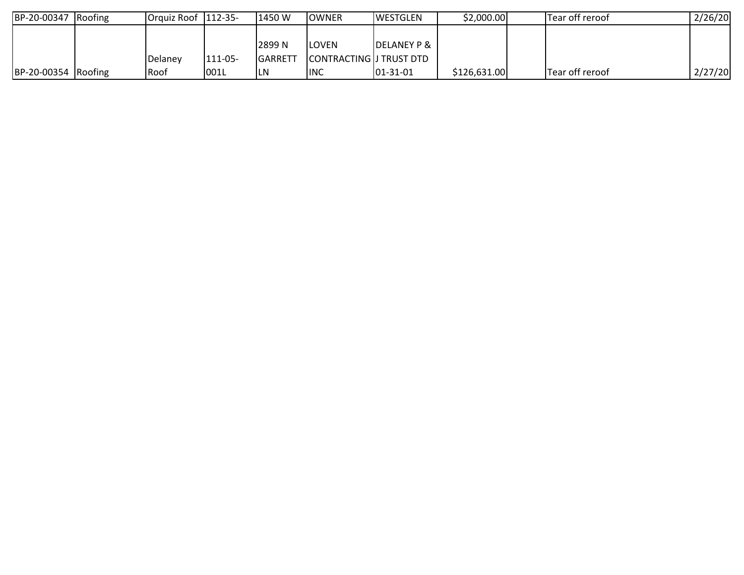| | | | | | | | | | | |
|---|---|---|---|---|---|---|---|---|---|---|
| BP-20-00347 | Roofing | Orquiz Roof | 112-35- | 1450 W | OWNER | WESTGLEN | $2,000.00 | | Tear off reroof | 2/26/20 |
| BP-20-00354 | Roofing | Delaney Roof | 111-05-001L | 2899 N GARRETT LN | LOVEN CONTRACTING INC | DELANEY P & J TRUST DTD 01-31-01 | $126,631.00 | | Tear off reroof | 2/27/20 |